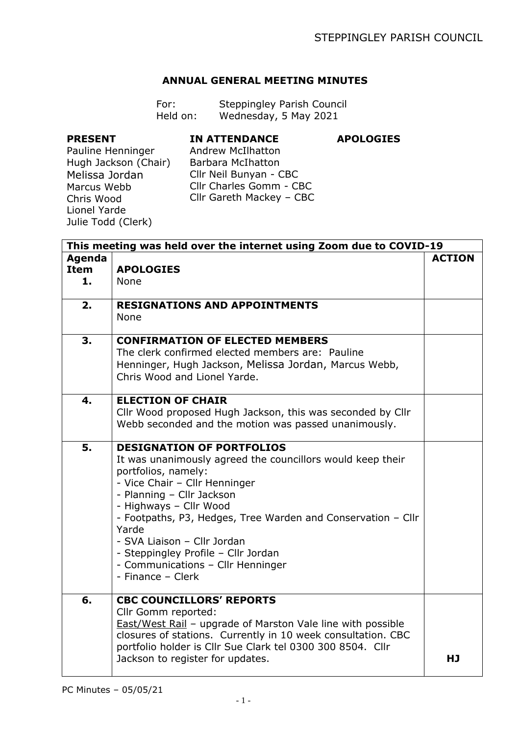STEPPINGLEY PARISH COUNCIL

## ANNUAL GENERAL MEETING MINUTES

For: Steppingley Parish Council
Held on: Wednesday, 5 May 2021

| PRESENT | IN ATTENDANCE | APOLOGIES |
|---|---|---|
| Pauline Henninger | Andrew McIlhatton | |
| Hugh Jackson (Chair) | Barbara McIhatton | |
| Melissa Jordan | Cllr Neil Bunyan - CBC | |
| Marcus Webb | Cllr Charles Gomm - CBC | |
| Chris Wood | Cllr Gareth Mackey – CBC | |
| Lionel Yarde | | |
| Julie Todd (Clerk) | | |

**This meeting was held over the internet using Zoom due to COVID-19**

| Agenda Item | | ACTION |
|---|---|---|
| 1. | **APOLOGIES**<br>None | |
| 2. | **RESIGNATIONS AND APPOINTMENTS**<br>None | |
| 3. | **CONFIRMATION OF ELECTED MEMBERS**<br>The clerk confirmed elected members are: Pauline Henninger, Hugh Jackson, Melissa Jordan, Marcus Webb, Chris Wood and Lionel Yarde. | |
| 4. | **ELECTION OF CHAIR**<br>Cllr Wood proposed Hugh Jackson, this was seconded by Cllr Webb seconded and the motion was passed unanimously. | |
| 5. | **DESIGNATION OF PORTFOLIOS**<br>It was unanimously agreed the councillors would keep their portfolios, namely:<br>- Vice Chair – Cllr Henninger<br>- Planning – Cllr Jackson<br>- Highways – Cllr Wood<br>- Footpaths, P3, Hedges, Tree Warden and Conservation – Cllr Yarde<br>- SVA Liaison – Cllr Jordan<br>- Steppingley Profile – Cllr Jordan<br>- Communications – Cllr Henninger<br>- Finance – Clerk | |
| 6. | **CBC COUNCILLORS' REPORTS**<br>Cllr Gomm reported:<br>East/West Rail – upgrade of Marston Vale line with possible closures of stations. Currently in 10 week consultation. CBC portfolio holder is Cllr Sue Clark tel 0300 300 8504. Cllr Jackson to register for updates. | **HJ** |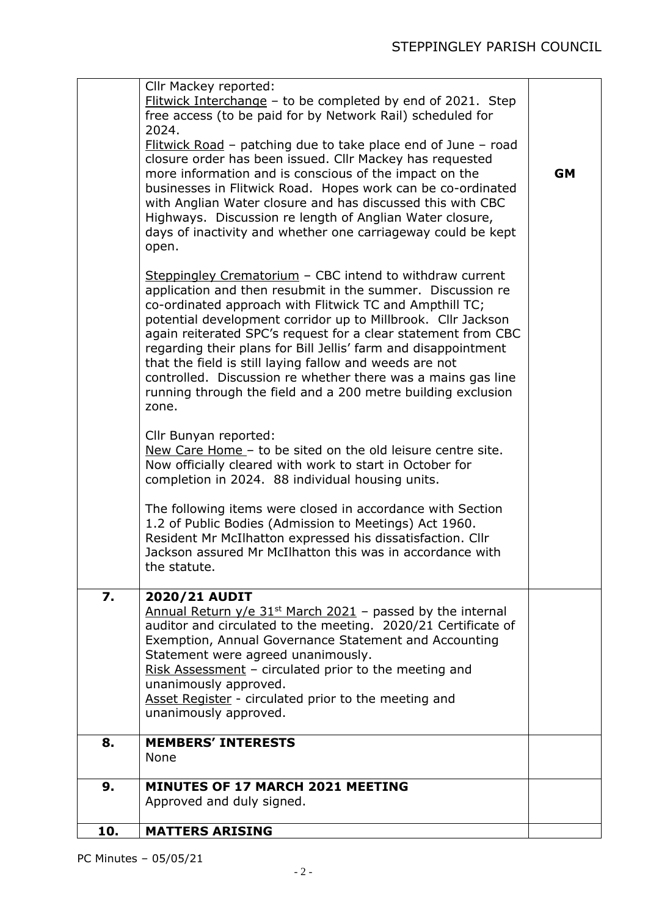| | | |
|---|---|---|
| | Cllr Mackey reported:<br>Flitwick Interchange – to be completed by end of 2021. Step free access (to be paid for by Network Rail) scheduled for 2024.<br>Flitwick Road – patching due to take place end of June – road closure order has been issued. Cllr Mackey has requested more information and is conscious of the impact on the businesses in Flitwick Road. Hopes work can be co-ordinated with Anglian Water closure and has discussed this with CBC Highways. Discussion re length of Anglian Water closure, days of inactivity and whether one carriageway could be kept open.<br><br>Steppingley Crematorium – CBC intend to withdraw current application and then resubmit in the summer. Discussion re co-ordinated approach with Flitwick TC and Ampthill TC; potential development corridor up to Millbrook. Cllr Jackson again reiterated SPC's request for a clear statement from CBC regarding their plans for Bill Jellis' farm and disappointment that the field is still laying fallow and weeds are not controlled. Discussion re whether there was a mains gas line running through the field and a 200 metre building exclusion zone.<br><br>Cllr Bunyan reported:<br>New Care Home – to be sited on the old leisure centre site. Now officially cleared with work to start in October for completion in 2024. 88 individual housing units.<br><br>The following items were closed in accordance with Section 1.2 of Public Bodies (Admission to Meetings) Act 1960. Resident Mr McIlhatton expressed his dissatisfaction. Cllr Jackson assured Mr McIlhatton this was in accordance with the statute. | **GM** |
| **7.** | **2020/21 AUDIT**<br>Annual Return y/e 31st March 2021 – passed by the internal auditor and circulated to the meeting. 2020/21 Certificate of Exemption, Annual Governance Statement and Accounting Statement were agreed unanimously.<br>Risk Assessment – circulated prior to the meeting and unanimously approved.<br>Asset Register - circulated prior to the meeting and unanimously approved. | |
| **8.** | **MEMBERS' INTERESTS**<br>None | |
| **9.** | **MINUTES OF 17 MARCH 2021 MEETING**<br>Approved and duly signed. | |
| **10.** | **MATTERS ARISING** | |

PC Minutes – 05/05/21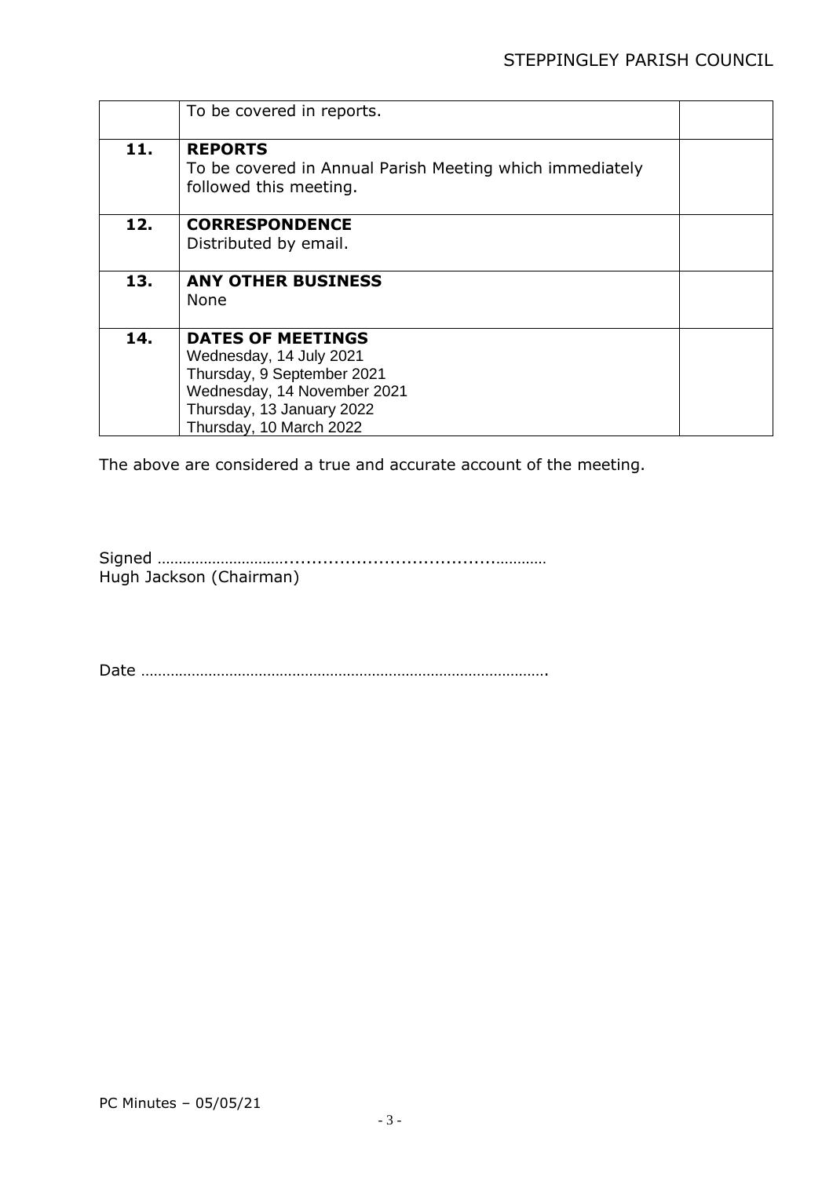| | | |
|---|---|---|
| | To be covered in reports. | |
| **11.** | **REPORTS**<br>To be covered in Annual Parish Meeting which immediately followed this meeting. | |
| **12.** | **CORRESPONDENCE**<br>Distributed by email. | |
| **13.** | **ANY OTHER BUSINESS**<br>None | |
| **14.** | **DATES OF MEETINGS**<br>Wednesday, 14 July 2021<br>Thursday, 9 September 2021<br>Wednesday, 14 November 2021<br>Thursday, 13 January 2022<br>Thursday, 10 March 2022 | |

The above are considered a true and accurate account of the meeting.

Signed ………………………...............................................………

Hugh Jackson (Chairman)

Date …………………………………………………………………………………….